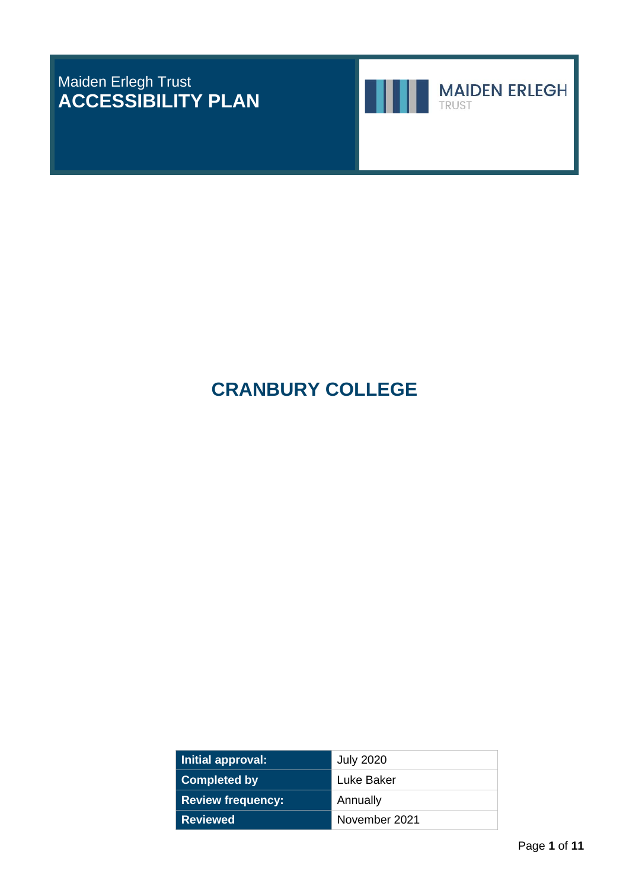Maiden Erlegh Trust

# ACCESSIBILITY PLAN

MAIDEN ERLEGH
TRUST

## CRANBURY COLLEGE

| Initial approval: | July 2020 |
|---|---|
| Completed by | Luke Baker |
| Review frequency: | Annually |
| Reviewed | November 2021 |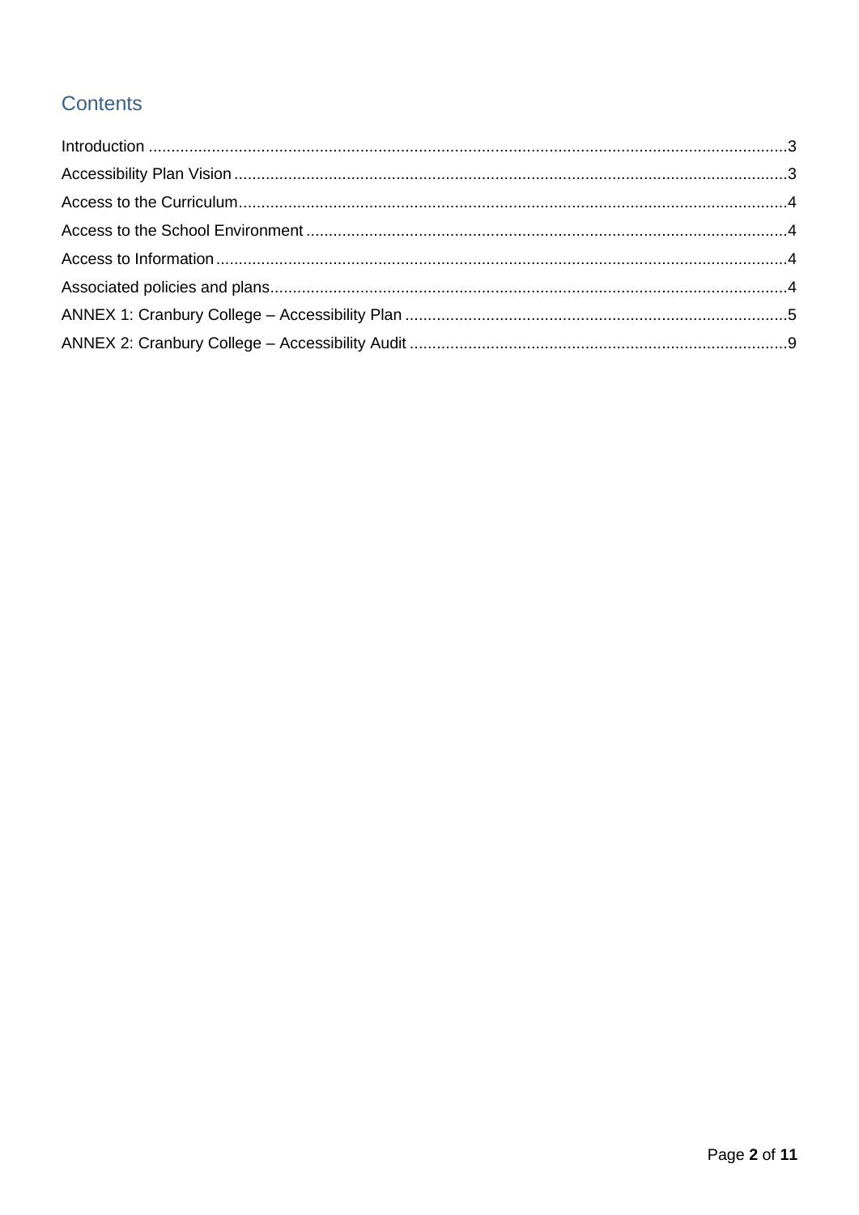## Contents

Introduction .......... 3
Accessibility Plan Vision .......... 3
Access to the Curriculum .......... 4
Access to the School Environment .......... 4
Access to Information .......... 4
Associated policies and plans .......... 4
ANNEX 1: Cranbury College – Accessibility Plan .......... 5
ANNEX 2: Cranbury College – Accessibility Audit .......... 9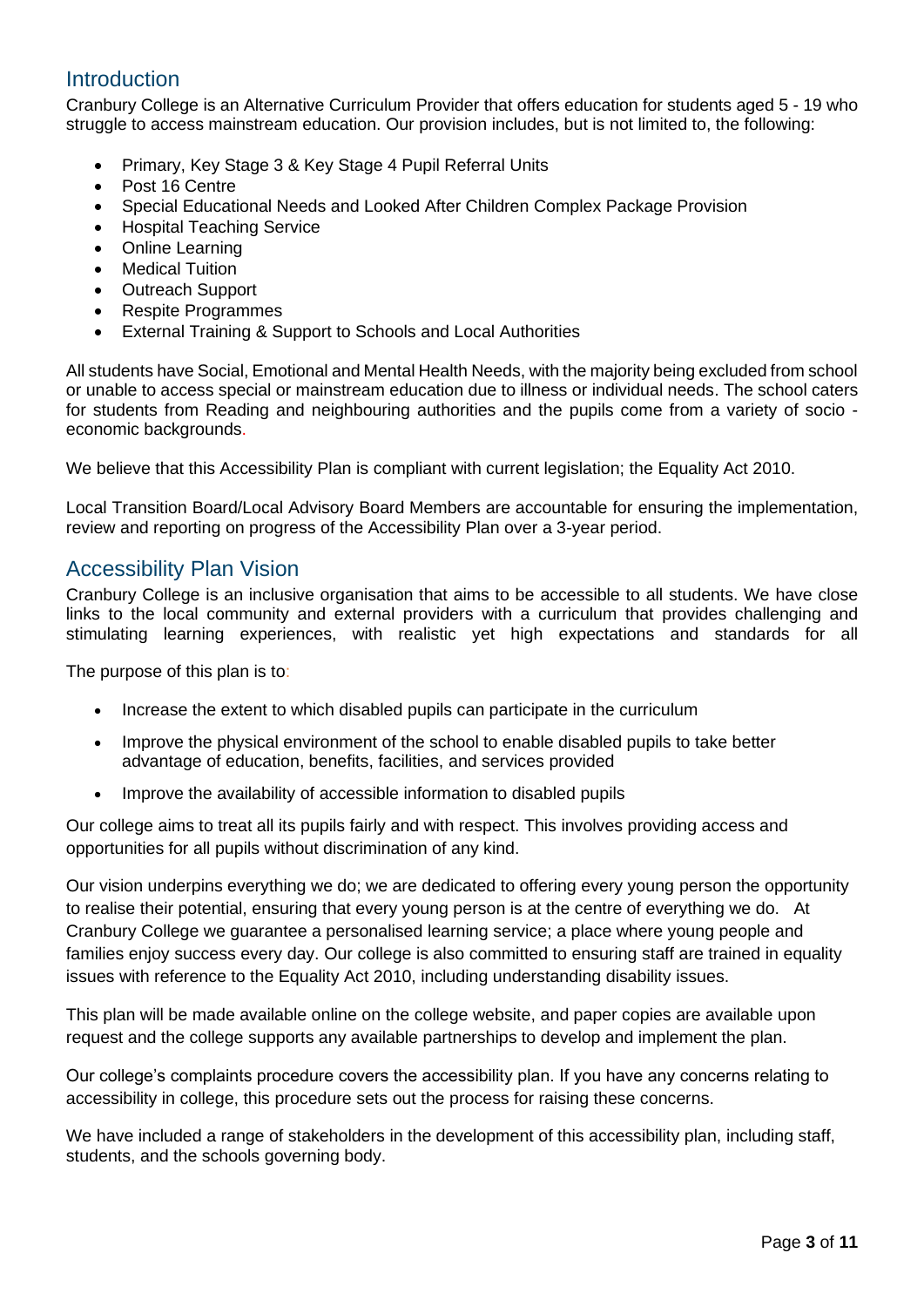## Introduction

Cranbury College is an Alternative Curriculum Provider that offers education for students aged 5 - 19 who struggle to access mainstream education. Our provision includes, but is not limited to, the following:

- Primary, Key Stage 3 & Key Stage 4 Pupil Referral Units
- Post 16 Centre
- Special Educational Needs and Looked After Children Complex Package Provision
- Hospital Teaching Service
- Online Learning
- Medical Tuition
- Outreach Support
- Respite Programmes
- External Training & Support to Schools and Local Authorities

All students have Social, Emotional and Mental Health Needs, with the majority being excluded from school or unable to access special or mainstream education due to illness or individual needs. The school caters for students from Reading and neighbouring authorities and the pupils come from a variety of socio - economic backgrounds.

We believe that this Accessibility Plan is compliant with current legislation; the Equality Act 2010.

Local Transition Board/Local Advisory Board Members are accountable for ensuring the implementation, review and reporting on progress of the Accessibility Plan over a 3-year period.

## Accessibility Plan Vision

Cranbury College is an inclusive organisation that aims to be accessible to all students. We have close links to the local community and external providers with a curriculum that provides challenging and stimulating learning experiences, with realistic yet high expectations and standards for all

The purpose of this plan is to:

- Increase the extent to which disabled pupils can participate in the curriculum
- Improve the physical environment of the school to enable disabled pupils to take better advantage of education, benefits, facilities, and services provided
- Improve the availability of accessible information to disabled pupils

Our college aims to treat all its pupils fairly and with respect. This involves providing access and opportunities for all pupils without discrimination of any kind.

Our vision underpins everything we do; we are dedicated to offering every young person the opportunity to realise their potential, ensuring that every young person is at the centre of everything we do. At Cranbury College we guarantee a personalised learning service; a place where young people and families enjoy success every day. Our college is also committed to ensuring staff are trained in equality issues with reference to the Equality Act 2010, including understanding disability issues.

This plan will be made available online on the college website, and paper copies are available upon request and the college supports any available partnerships to develop and implement the plan.

Our college's complaints procedure covers the accessibility plan. If you have any concerns relating to accessibility in college, this procedure sets out the process for raising these concerns.

We have included a range of stakeholders in the development of this accessibility plan, including staff, students, and the schools governing body.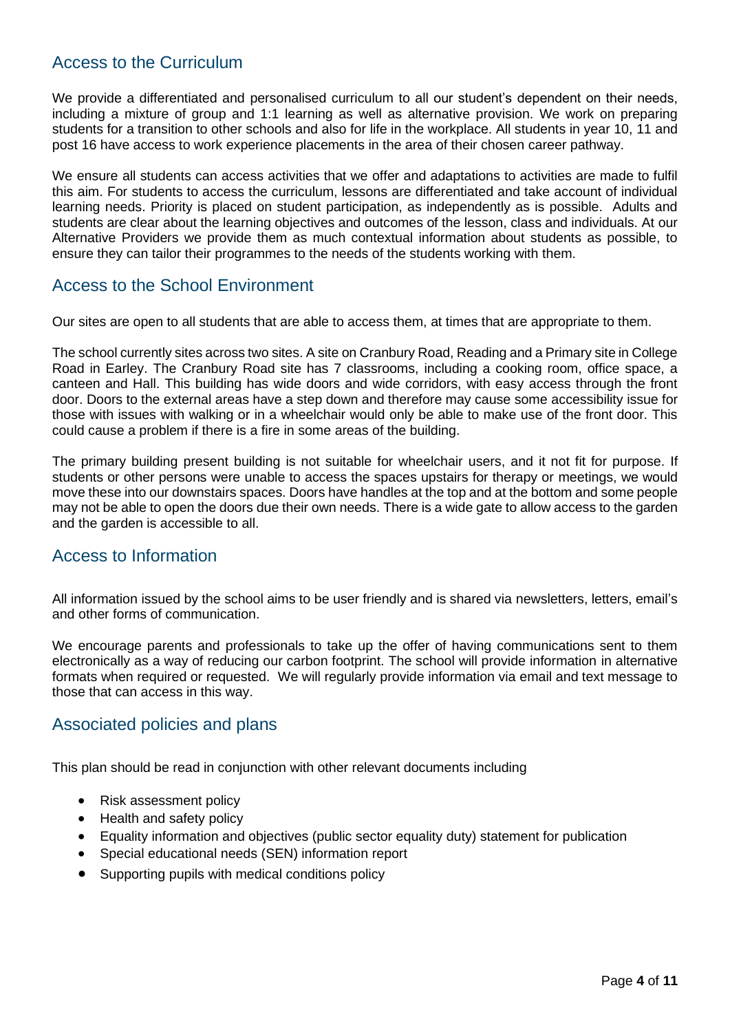## Access to the Curriculum

We provide a differentiated and personalised curriculum to all our student's dependent on their needs, including a mixture of group and 1:1 learning as well as alternative provision. We work on preparing students for a transition to other schools and also for life in the workplace. All students in year 10, 11 and post 16 have access to work experience placements in the area of their chosen career pathway.

We ensure all students can access activities that we offer and adaptations to activities are made to fulfil this aim. For students to access the curriculum, lessons are differentiated and take account of individual learning needs. Priority is placed on student participation, as independently as is possible. Adults and students are clear about the learning objectives and outcomes of the lesson, class and individuals. At our Alternative Providers we provide them as much contextual information about students as possible, to ensure they can tailor their programmes to the needs of the students working with them.

## Access to the School Environment

Our sites are open to all students that are able to access them, at times that are appropriate to them.

The school currently sites across two sites. A site on Cranbury Road, Reading and a Primary site in College Road in Earley. The Cranbury Road site has 7 classrooms, including a cooking room, office space, a canteen and Hall. This building has wide doors and wide corridors, with easy access through the front door. Doors to the external areas have a step down and therefore may cause some accessibility issue for those with issues with walking or in a wheelchair would only be able to make use of the front door. This could cause a problem if there is a fire in some areas of the building.

The primary building present building is not suitable for wheelchair users, and it not fit for purpose. If students or other persons were unable to access the spaces upstairs for therapy or meetings, we would move these into our downstairs spaces. Doors have handles at the top and at the bottom and some people may not be able to open the doors due their own needs. There is a wide gate to allow access to the garden and the garden is accessible to all.

## Access to Information

All information issued by the school aims to be user friendly and is shared via newsletters, letters, email's and other forms of communication.

We encourage parents and professionals to take up the offer of having communications sent to them electronically as a way of reducing our carbon footprint. The school will provide information in alternative formats when required or requested. We will regularly provide information via email and text message to those that can access in this way.

## Associated policies and plans

This plan should be read in conjunction with other relevant documents including

- Risk assessment policy
- Health and safety policy
- Equality information and objectives (public sector equality duty) statement for publication
- Special educational needs (SEN) information report
- Supporting pupils with medical conditions policy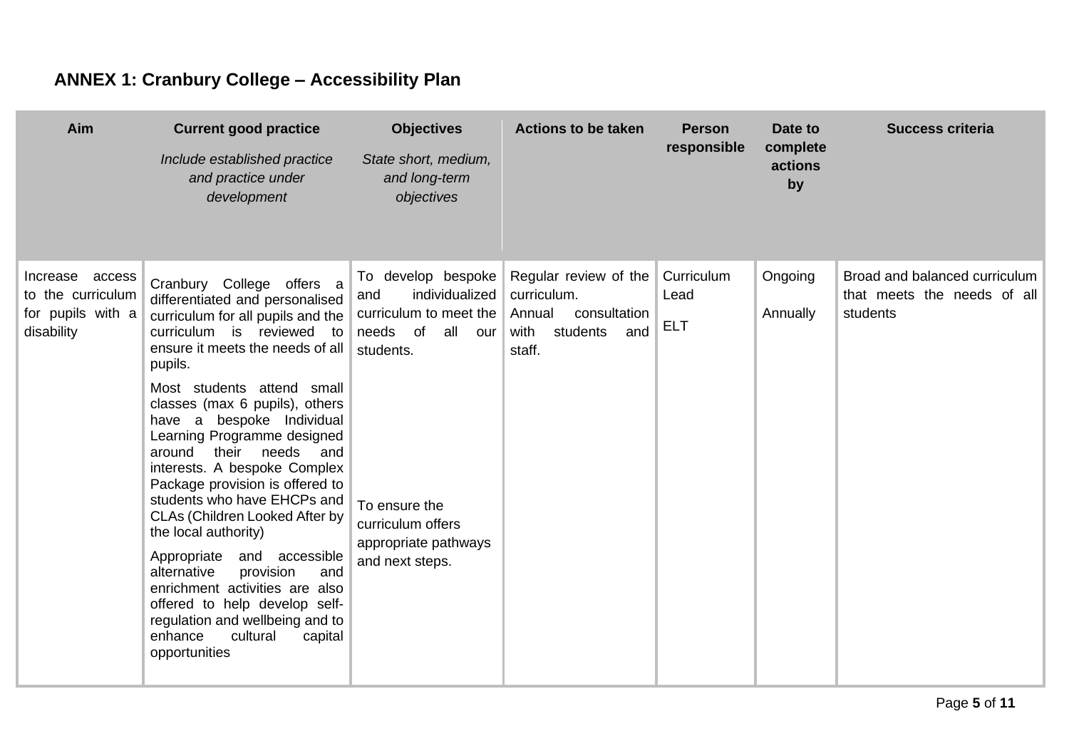## ANNEX 1: Cranbury College – Accessibility Plan

| Aim | Current good practice<br>*Include established practice and practice under development* | Objectives<br>*State short, medium, and long-term objectives* | Actions to be taken | Person responsible | Date to complete actions by | Success criteria |
|---|---|---|---|---|---|---|
| Increase access to the curriculum for pupils with a disability | Cranbury College offers a differentiated and personalised curriculum for all pupils and the curriculum is reviewed to ensure it meets the needs of all pupils.<br><br>Most students attend small classes (max 6 pupils), others have a bespoke Individual Learning Programme designed around their needs and interests. A bespoke Complex Package provision is offered to students who have EHCPs and CLAs (Children Looked After by the local authority)<br><br>Appropriate and accessible alternative provision and enrichment activities are also offered to help develop self-regulation and wellbeing and to enhance cultural capital opportunities | To develop bespoke and individualized curriculum to meet the needs of all our students.<br><br>To ensure the curriculum offers appropriate pathways and next steps. | Regular review of the curriculum.<br>Annual consultation with students and staff. | Curriculum Lead<br><br>ELT | Ongoing<br><br>Annually | Broad and balanced curriculum that meets the needs of all students |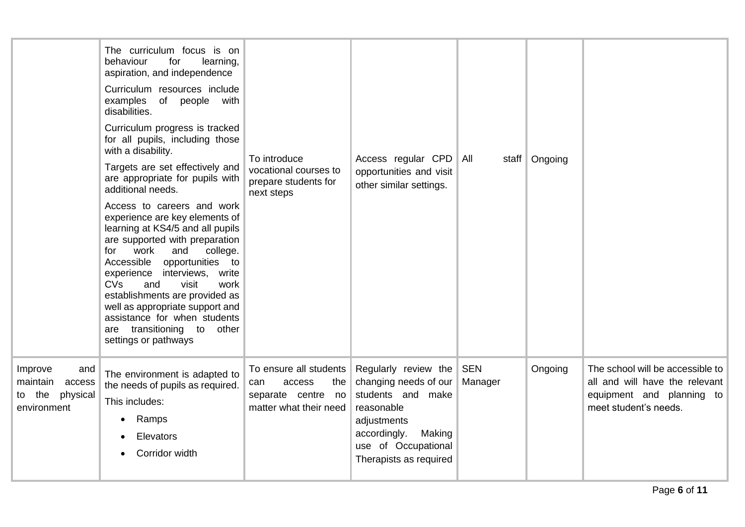| | | | | | | |
|---|---|---|---|---|---|---|
| | The curriculum focus is on behaviour for learning, aspiration, and independence<br><br>Curriculum resources include examples of people with disabilities.<br><br>Curriculum progress is tracked for all pupils, including those with a disability.<br><br>Targets are set effectively and are appropriate for pupils with additional needs.<br><br>Access to careers and work experience are key elements of learning at KS4/5 and all pupils are supported with preparation for work and college. Accessible opportunities to experience interviews, write CVs and visit work establishments are provided as well as appropriate support and assistance for when students are transitioning to other settings or pathways | To introduce vocational courses to prepare students for next steps | Access regular CPD opportunities and visit other similar settings. | All staff | Ongoing | |
| Improve and maintain access to the physical environment | The environment is adapted to the needs of pupils as required.<br><br>This includes:<br><br>• Ramps<br>• Elevators<br>• Corridor width | To ensure all students can access the separate centre no matter what their need | Regularly review the changing needs of our students and make reasonable adjustments accordingly. Making use of Occupational Therapists as required | SEN Manager | Ongoing | The school will be accessible to all and will have the relevant equipment and planning to meet student's needs. |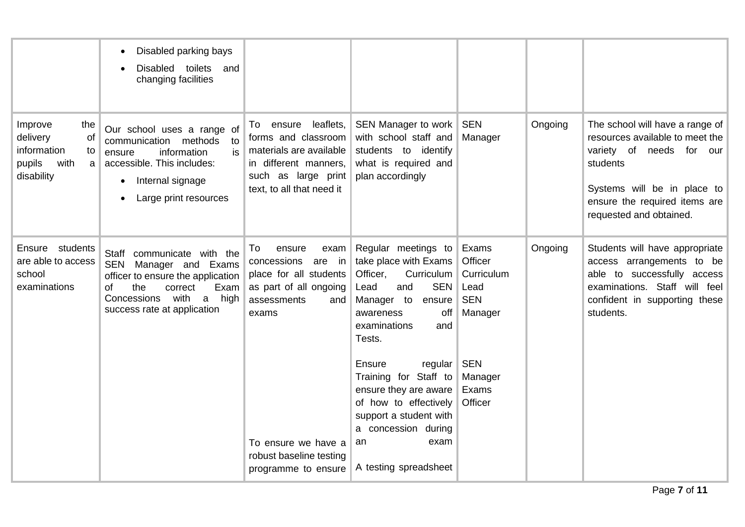| | | | | | | |
|---|---|---|---|---|---|---|
| | • Disabled parking bays<br>• Disabled toilets and changing facilities | | | | | |
| Improve the delivery of information to pupils with a disability | Our school uses a range of communication methods to ensure information is accessible. This includes:<br>• Internal signage<br>• Large print resources | To ensure leaflets, forms and classroom materials are available in different manners, such as large print text, to all that need it | SEN Manager to work with school staff and students to identify what is required and plan accordingly | SEN Manager | Ongoing | The school will have a range of resources available to meet the variety of needs for our students<br><br>Systems will be in place to ensure the required items are requested and obtained. |
| Ensure students are able to access school examinations | Staff communicate with the SEN Manager and Exams officer to ensure the application of the correct Exam Concessions with a high success rate at application | To ensure exam concessions are in place for all students as part of all ongoing assessments and exams<br><br>To ensure we have a robust baseline testing programme to ensure | Regular meetings to take place with Exams Officer, Curriculum Lead and SEN Manager to ensure awareness off examinations and Tests.<br><br>Ensure regular Training for Staff to ensure they are aware of how to effectively support a student with a concession during an exam<br><br>A testing spreadsheet | Exams Officer Curriculum Lead SEN Manager<br><br>SEN Manager Exams Officer | Ongoing | Students will have appropriate access arrangements to be able to successfully access examinations. Staff will feel confident in supporting these students. |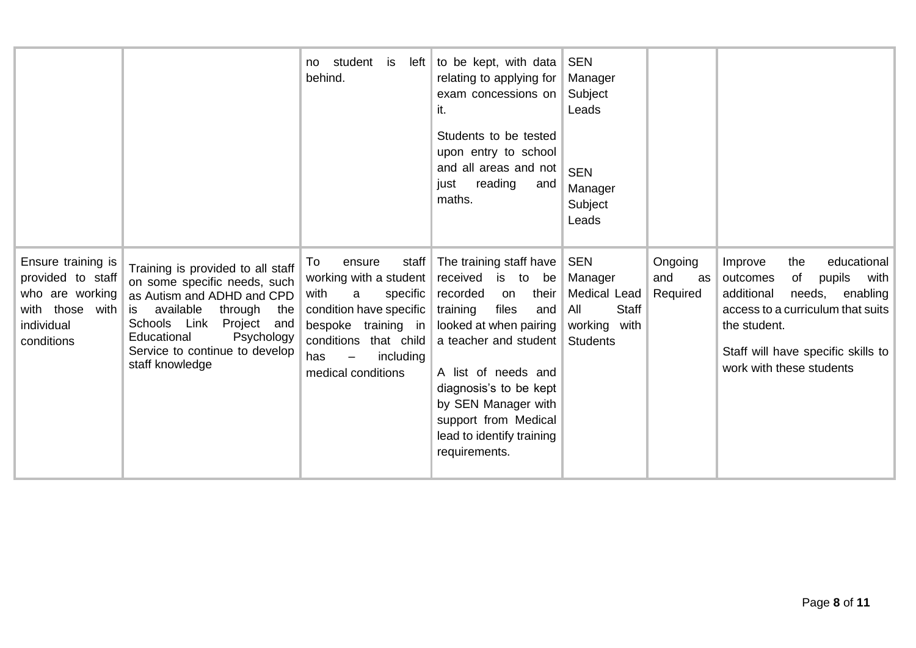| | | | | | | |
|---|---|---|---|---|---|---|
| | | no student is left behind. | to be kept, with data relating to applying for exam concessions on it.<br><br>Students to be tested upon entry to school and all areas and not just reading and maths. | SEN Manager Subject Leads<br><br>SEN Manager Subject Leads | | |
| Ensure training is provided to staff who are working with those with individual conditions | Training is provided to all staff on some specific needs, such as Autism and ADHD and CPD is available through the Schools Link Project and Educational Psychology Service to continue to develop staff knowledge | To ensure staff working with a student with a specific condition have specific bespoke training in conditions that child has – including medical conditions | The training staff have received is to be recorded on their training files and looked at when pairing a teacher and student<br><br>A list of needs and diagnosis's to be kept by SEN Manager with support from Medical lead to identify training requirements. | SEN Manager Medical Lead All Staff working with Students | Ongoing and as Required | Improve the educational outcomes of pupils with additional needs, enabling access to a curriculum that suits the student.<br><br>Staff will have specific skills to work with these students |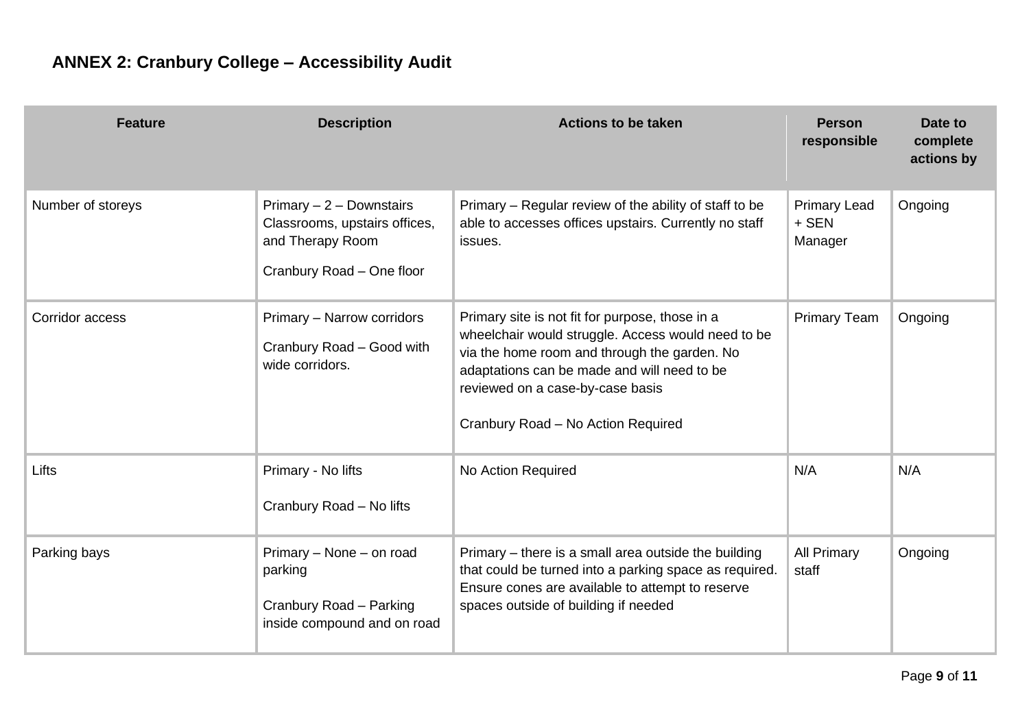**ANNEX 2: Cranbury College – Accessibility Audit**

| Feature | Description | Actions to be taken | Person responsible | Date to complete actions by |
|---|---|---|---|---|
| Number of storeys | Primary – 2 – Downstairs Classrooms, upstairs offices, and Therapy Room<br><br>Cranbury Road – One floor | Primary – Regular review of the ability of staff to be able to accesses offices upstairs. Currently no staff issues. | Primary Lead + SEN Manager | Ongoing |
| Corridor access | Primary – Narrow corridors<br><br>Cranbury Road – Good with wide corridors. | Primary site is not fit for purpose, those in a wheelchair would struggle. Access would need to be via the home room and through the garden. No adaptations can be made and will need to be reviewed on a case-by-case basis<br><br>Cranbury Road – No Action Required | Primary Team | Ongoing |
| Lifts | Primary - No lifts<br><br>Cranbury Road – No lifts | No Action Required | N/A | N/A |
| Parking bays | Primary – None – on road parking<br><br>Cranbury Road – Parking inside compound and on road | Primary – there is a small area outside the building that could be turned into a parking space as required. Ensure cones are available to attempt to reserve spaces outside of building if needed | All Primary staff | Ongoing |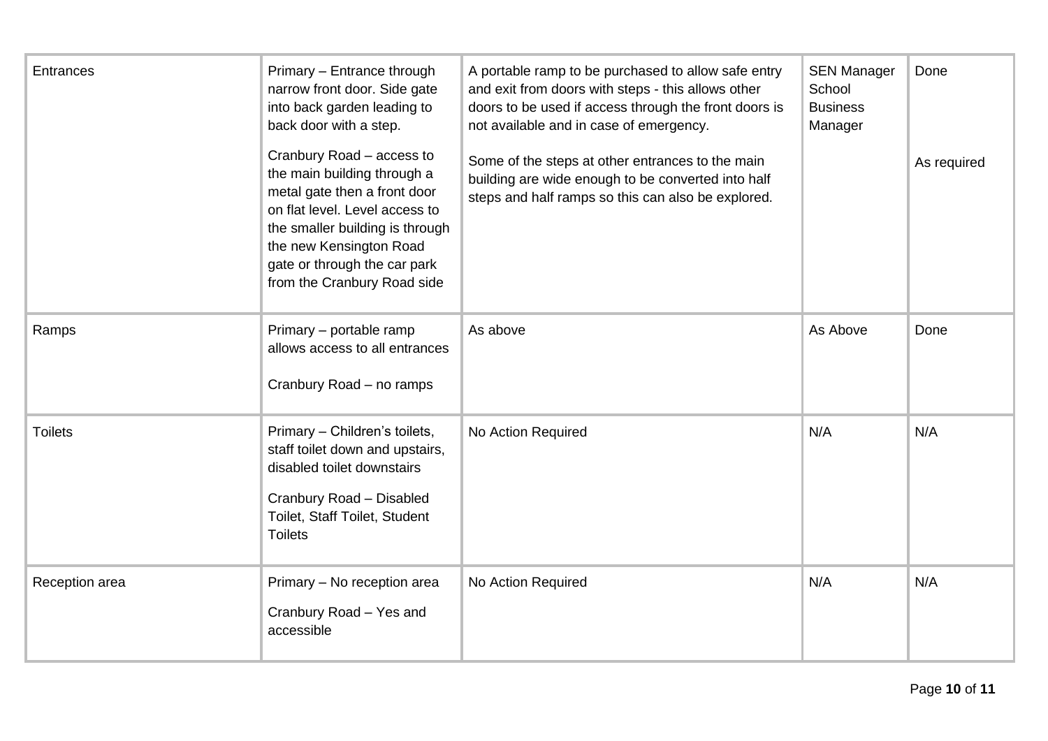| Entrances | Primary – Entrance through narrow front door. Side gate into back garden leading to back door with a step.<br><br>Cranbury Road – access to the main building through a metal gate then a front door on flat level. Level access to the smaller building is through the new Kensington Road gate or through the car park from the Cranbury Road side | A portable ramp to be purchased to allow safe entry and exit from doors with steps - this allows other doors to be used if access through the front doors is not available and in case of emergency.<br><br>Some of the steps at other entrances to the main building are wide enough to be converted into half steps and half ramps so this can also be explored. | SEN Manager School Business Manager | Done<br><br>As required |
|---|---|---|---|---|
| Ramps | Primary – portable ramp allows access to all entrances<br><br>Cranbury Road – no ramps | As above | As Above | Done |
| Toilets | Primary – Children's toilets, staff toilet down and upstairs, disabled toilet downstairs<br><br>Cranbury Road – Disabled Toilet, Staff Toilet, Student Toilets | No Action Required | N/A | N/A |
| Reception area | Primary – No reception area<br><br>Cranbury Road – Yes and accessible | No Action Required | N/A | N/A |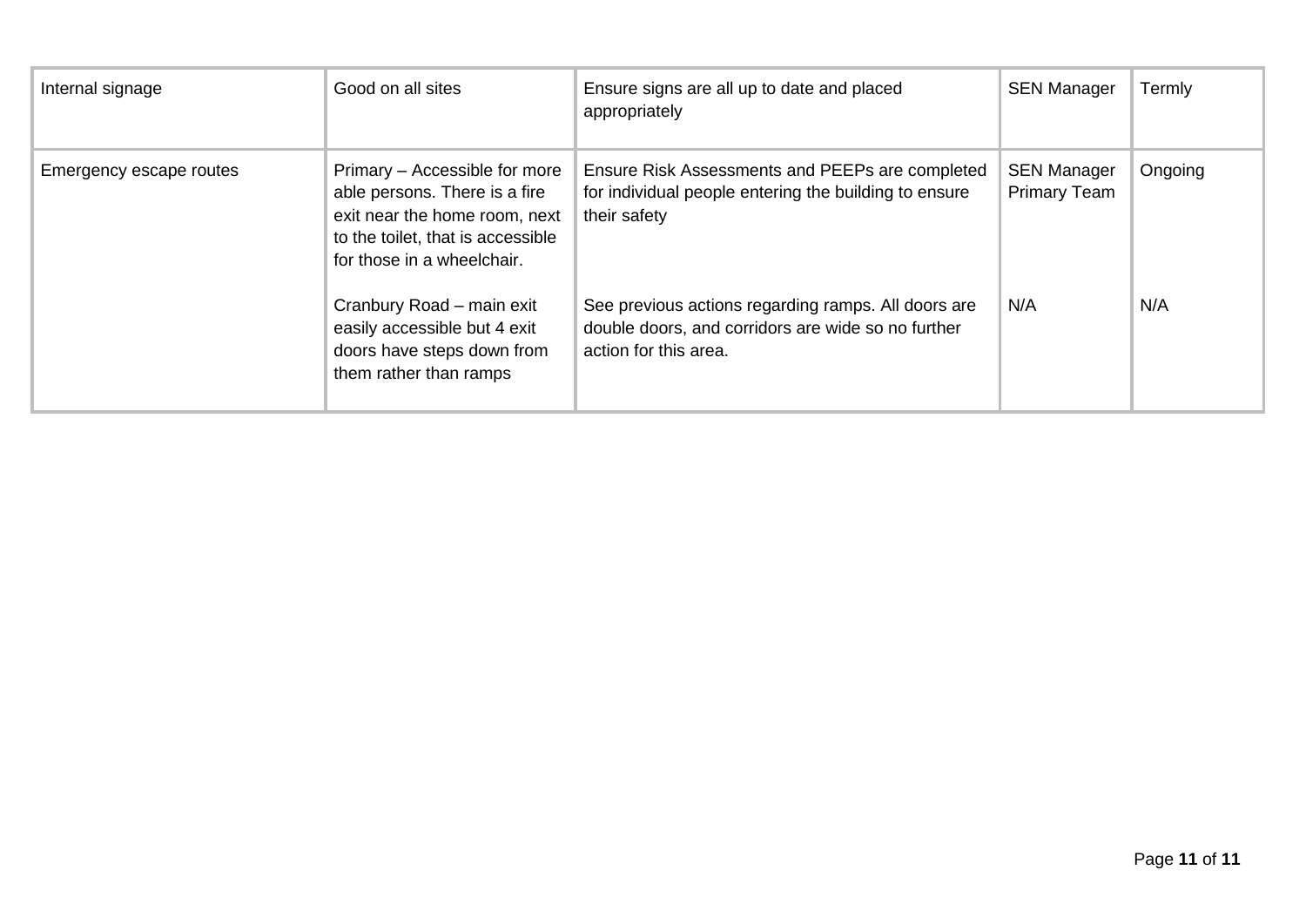| | | | | |
|---|---|---|---|---|
| Internal signage | Good on all sites | Ensure signs are all up to date and placed appropriately | SEN Manager | Termly |
| Emergency escape routes | Primary – Accessible for more able persons. There is a fire exit near the home room, next to the toilet, that is accessible for those in a wheelchair.<br><br>Cranbury Road – main exit easily accessible but 4 exit doors have steps down from them rather than ramps | Ensure Risk Assessments and PEEPs are completed for individual people entering the building to ensure their safety<br><br>See previous actions regarding ramps. All doors are double doors, and corridors are wide so no further action for this area. | SEN Manager Primary Team<br><br>N/A | Ongoing<br><br>N/A |